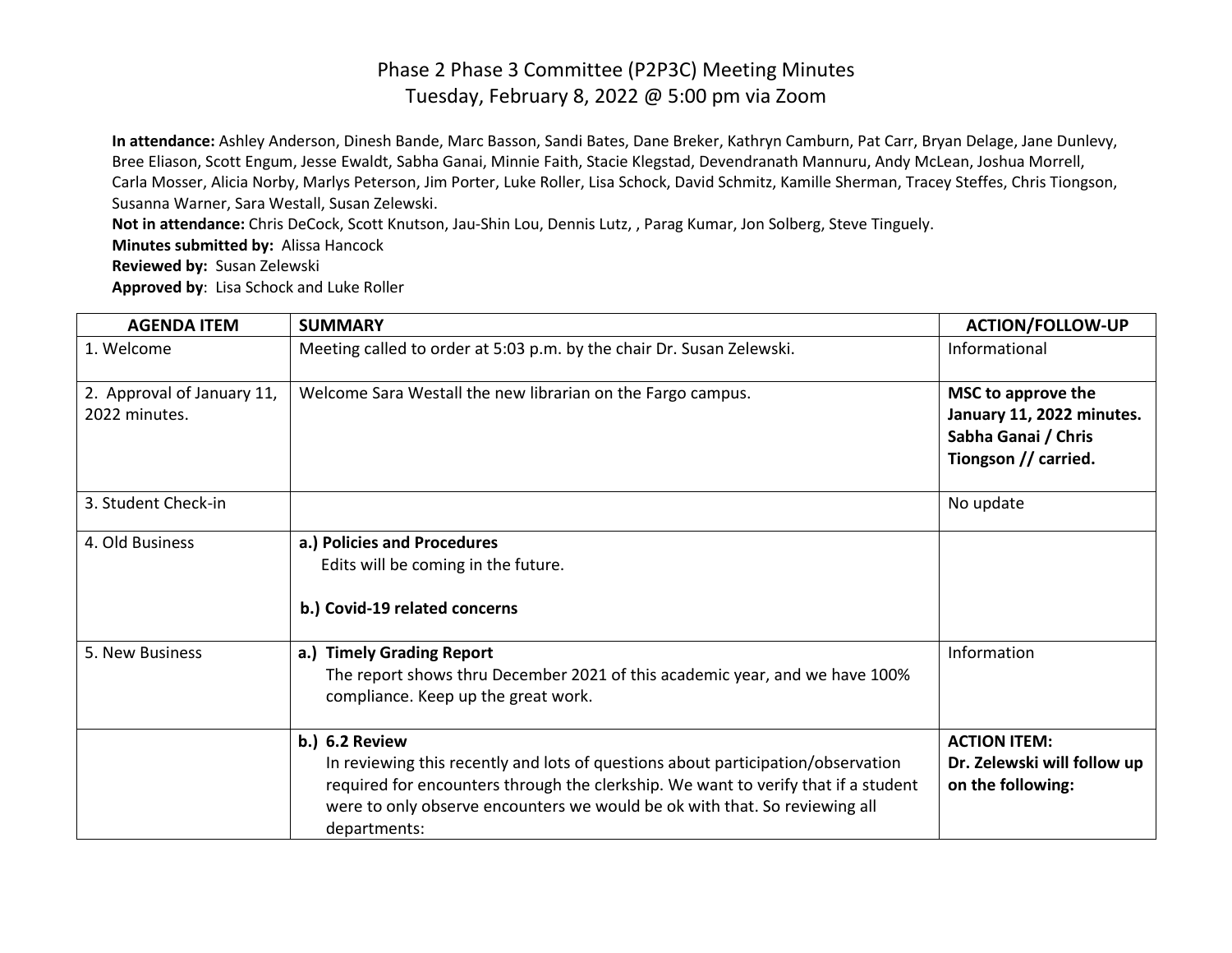# Phase 2 Phase 3 Committee (P2P3C) Meeting Minutes
Tuesday, February 8, 2022 @ 5:00 pm via Zoom

**In attendance:** Ashley Anderson, Dinesh Bande, Marc Basson, Sandi Bates, Dane Breker, Kathryn Camburn, Pat Carr, Bryan Delage, Jane Dunlevy, Bree Eliason, Scott Engum, Jesse Ewaldt, Sabha Ganai, Minnie Faith, Stacie Klegstad, Devendranath Mannuru, Andy McLean, Joshua Morrell, Carla Mosser, Alicia Norby, Marlys Peterson, Jim Porter, Luke Roller, Lisa Schock, David Schmitz, Kamille Sherman, Tracey Steffes, Chris Tiongson, Susanna Warner, Sara Westall, Susan Zelewski.
**Not in attendance:** Chris DeCock, Scott Knutson, Jau-Shin Lou, Dennis Lutz, , Parag Kumar, Jon Solberg, Steve Tinguely.
**Minutes submitted by:** Alissa Hancock
**Reviewed by:** Susan Zelewski
**Approved by**: Lisa Schock and Luke Roller

| AGENDA ITEM | SUMMARY | ACTION/FOLLOW-UP |
|---|---|---|
| 1. Welcome | Meeting called to order at 5:03 p.m. by the chair Dr. Susan Zelewski. | Informational |
| 2. Approval of January 11, 2022 minutes. | Welcome Sara Westall the new librarian on the Fargo campus. | **MSC to approve the January 11, 2022 minutes. Sabha Ganai / Chris Tiongson // carried.** |
| 3. Student Check-in | | No update |
| 4. Old Business | **a.) Policies and Procedures**<br>Edits will be coming in the future.<br><br>**b.) Covid-19 related concerns** | |
| 5. New Business | **a.) Timely Grading Report**<br>The report shows thru December 2021 of this academic year, and we have 100% compliance. Keep up the great work. | Information |
| | **b.) 6.2 Review**<br>In reviewing this recently and lots of questions about participation/observation required for encounters through the clerkship. We want to verify that if a student were to only observe encounters we would be ok with that. So reviewing all departments: | **ACTION ITEM: Dr. Zelewski will follow up on the following:** |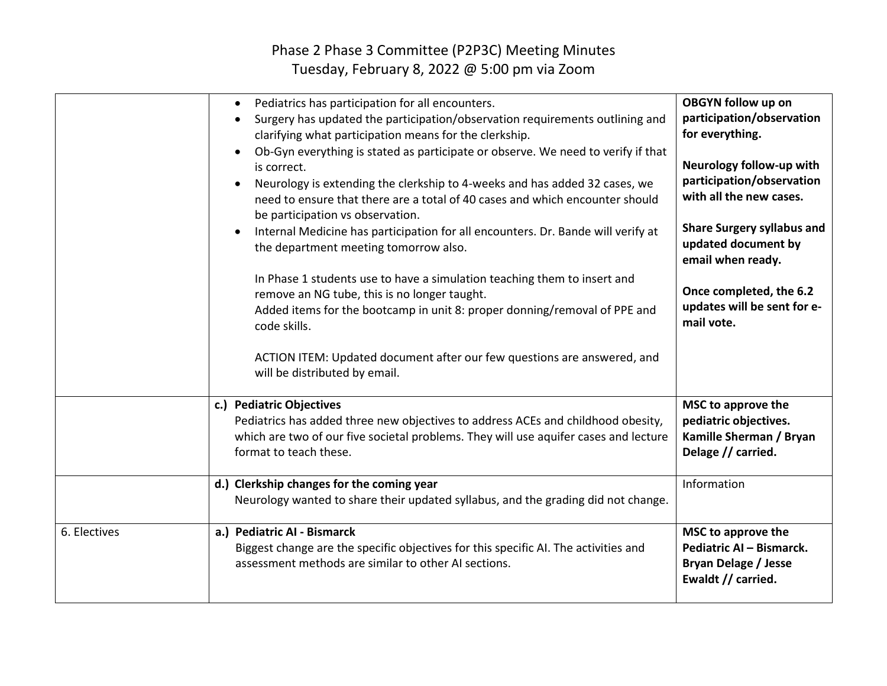# Phase 2 Phase 3 Committee (P2P3C) Meeting Minutes
Tuesday, February 8, 2022 @ 5:00 pm via Zoom

| | | |
|---|---|---|
| | • Pediatrics has participation for all encounters.<br>• Surgery has updated the participation/observation requirements outlining and clarifying what participation means for the clerkship.<br>• Ob-Gyn everything is stated as participate or observe. We need to verify if that is correct.<br>• Neurology is extending the clerkship to 4-weeks and has added 32 cases, we need to ensure that there are a total of 40 cases and which encounter should be participation vs observation.<br>• Internal Medicine has participation for all encounters. Dr. Bande will verify at the department meeting tomorrow also.<br><br>In Phase 1 students use to have a simulation teaching them to insert and remove an NG tube, this is no longer taught.<br>Added items for the bootcamp in unit 8: proper donning/removal of PPE and code skills.<br><br>ACTION ITEM: Updated document after our few questions are answered, and will be distributed by email. | **OBGYN follow up on participation/observation for everything.**<br><br>**Neurology follow-up with participation/observation with all the new cases.**<br><br>**Share Surgery syllabus and updated document by email when ready.**<br><br>**Once completed, the 6.2 updates will be sent for e-mail vote.** |
| | **c.) Pediatric Objectives**<br>Pediatrics has added three new objectives to address ACEs and childhood obesity, which are two of our five societal problems. They will use aquifer cases and lecture format to teach these. | **MSC to approve the pediatric objectives. Kamille Sherman / Bryan Delage // carried.** |
| | **d.) Clerkship changes for the coming year**<br>Neurology wanted to share their updated syllabus, and the grading did not change. | Information |
| 6. Electives | **a.) Pediatric AI - Bismarck**<br>Biggest change are the specific objectives for this specific AI. The activities and assessment methods are similar to other AI sections. | **MSC to approve the Pediatric AI – Bismarck. Bryan Delage / Jesse Ewaldt // carried.** |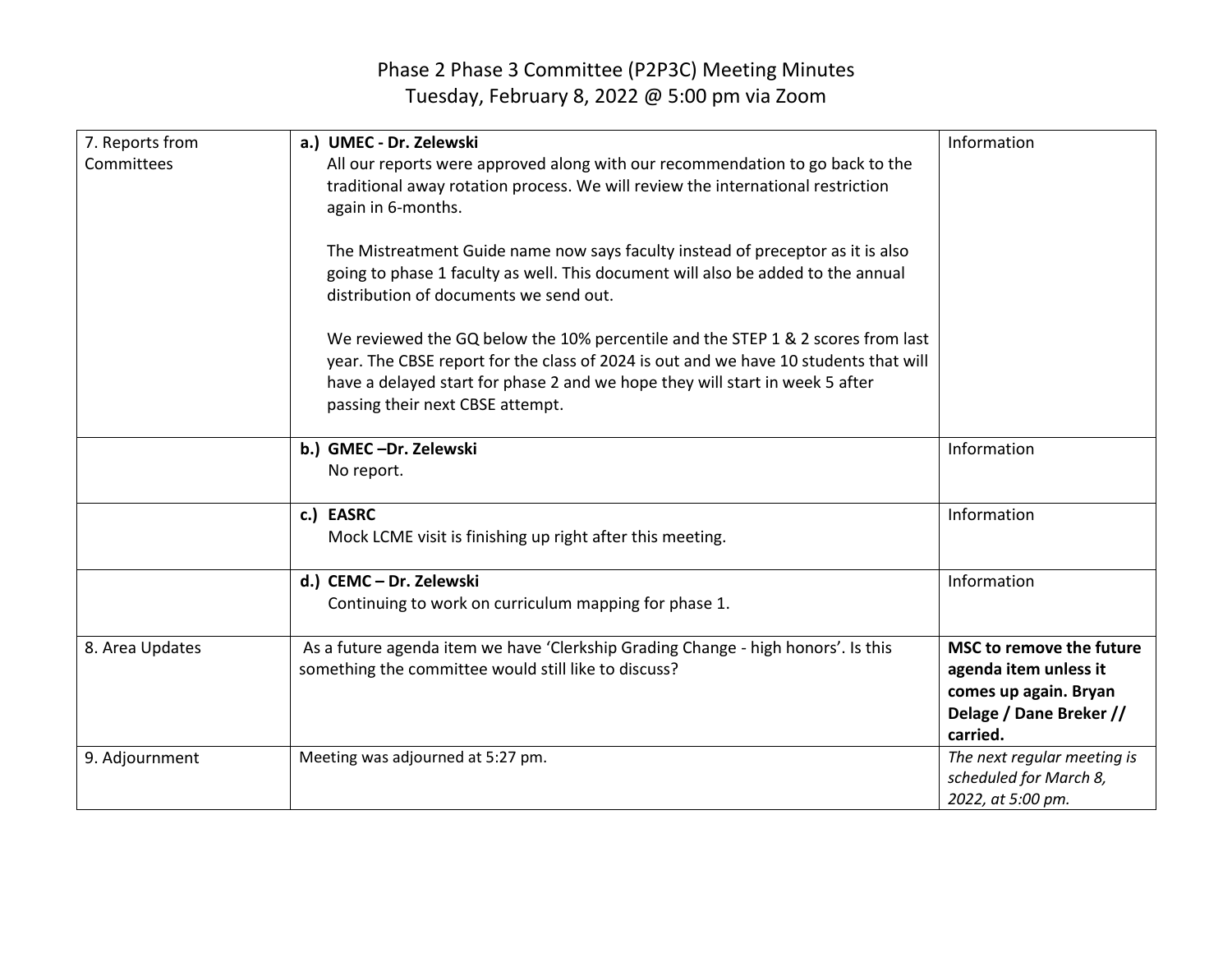Phase 2 Phase 3 Committee (P2P3C) Meeting Minutes
Tuesday, February 8, 2022 @ 5:00 pm via Zoom

| | | |
|---|---|---|
| 7. Reports from Committees | **a.) UMEC - Dr. Zelewski**<br>All our reports were approved along with our recommendation to go back to the traditional away rotation process. We will review the international restriction again in 6-months.<br><br>The Mistreatment Guide name now says faculty instead of preceptor as it is also going to phase 1 faculty as well. This document will also be added to the annual distribution of documents we send out.<br><br>We reviewed the GQ below the 10% percentile and the STEP 1 & 2 scores from last year. The CBSE report for the class of 2024 is out and we have 10 students that will have a delayed start for phase 2 and we hope they will start in week 5 after passing their next CBSE attempt. | Information |
| | **b.) GMEC –Dr. Zelewski**<br>No report. | Information |
| | **c.) EASRC**<br>Mock LCME visit is finishing up right after this meeting. | Information |
| | **d.) CEMC – Dr. Zelewski**<br>Continuing to work on curriculum mapping for phase 1. | Information |
| 8. Area Updates | As a future agenda item we have 'Clerkship Grading Change - high honors'. Is this something the committee would still like to discuss? | **MSC to remove the future agenda item unless it comes up again. Bryan Delage / Dane Breker // carried.** |
| 9. Adjournment | Meeting was adjourned at 5:27 pm. | *The next regular meeting is scheduled for March 8, 2022, at 5:00 pm.* |